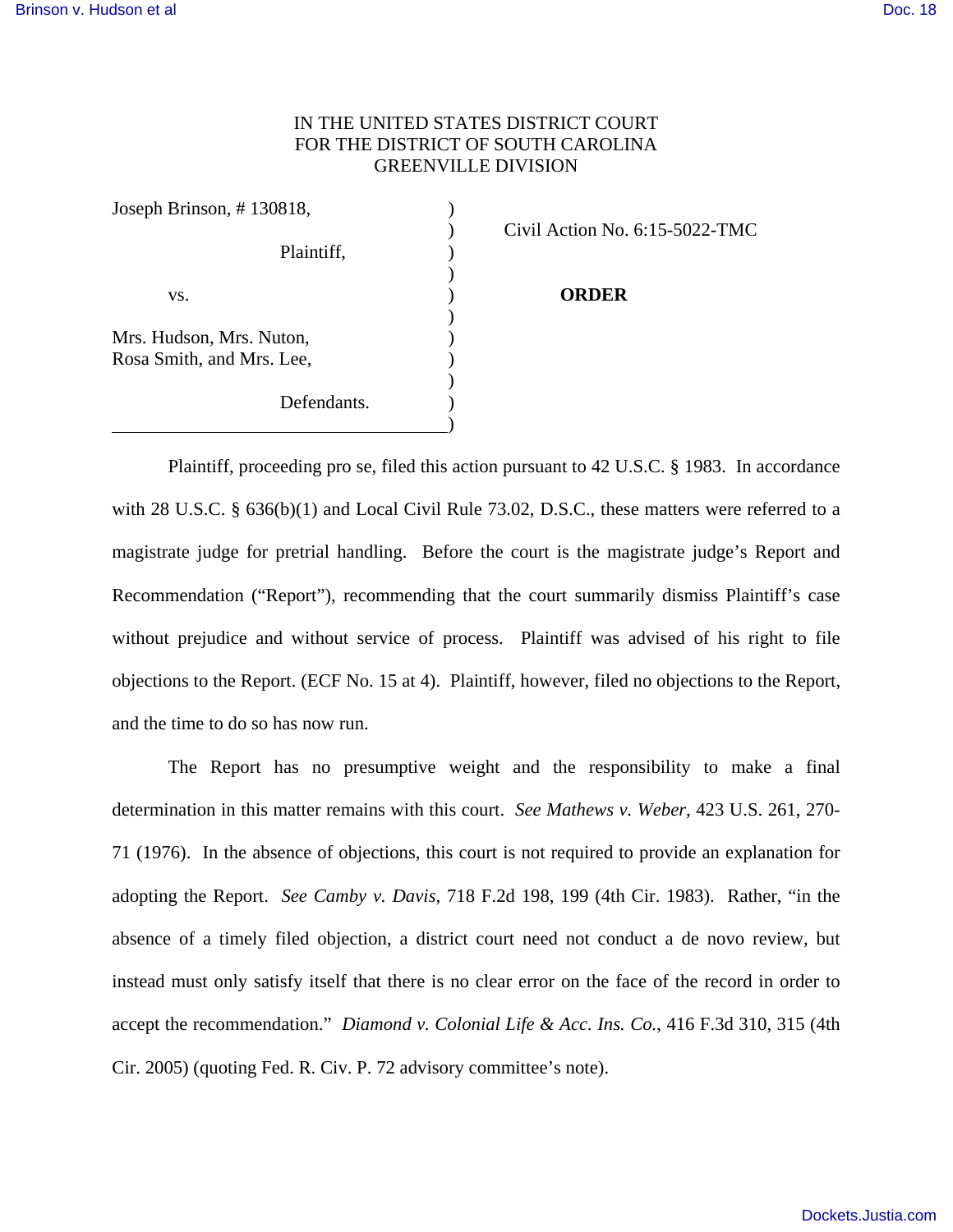IN THE UNITED STATES DISTRICT COURT
FOR THE DISTRICT OF SOUTH CAROLINA
GREENVILLE DIVISION

Joseph Brinson, # 130818,

Plaintiff,

vs.

Mrs. Hudson, Mrs. Nuton, Rosa Smith, and Mrs. Lee,

Defendants.

Civil Action No. 6:15-5022-TMC

**ORDER**

Plaintiff, proceeding pro se, filed this action pursuant to 42 U.S.C. § 1983. In accordance with 28 U.S.C. § 636(b)(1) and Local Civil Rule 73.02, D.S.C., these matters were referred to a magistrate judge for pretrial handling. Before the court is the magistrate judge's Report and Recommendation ("Report"), recommending that the court summarily dismiss Plaintiff's case without prejudice and without service of process. Plaintiff was advised of his right to file objections to the Report. (ECF No. 15 at 4). Plaintiff, however, filed no objections to the Report, and the time to do so has now run.

The Report has no presumptive weight and the responsibility to make a final determination in this matter remains with this court. *See Mathews v. Weber*, 423 U.S. 261, 270-71 (1976). In the absence of objections, this court is not required to provide an explanation for adopting the Report. *See Camby v. Davis*, 718 F.2d 198, 199 (4th Cir. 1983). Rather, "in the absence of a timely filed objection, a district court need not conduct a de novo review, but instead must only satisfy itself that there is no clear error on the face of the record in order to accept the recommendation." *Diamond v. Colonial Life & Acc. Ins. Co.*, 416 F.3d 310, 315 (4th Cir. 2005) (quoting Fed. R. Civ. P. 72 advisory committee's note).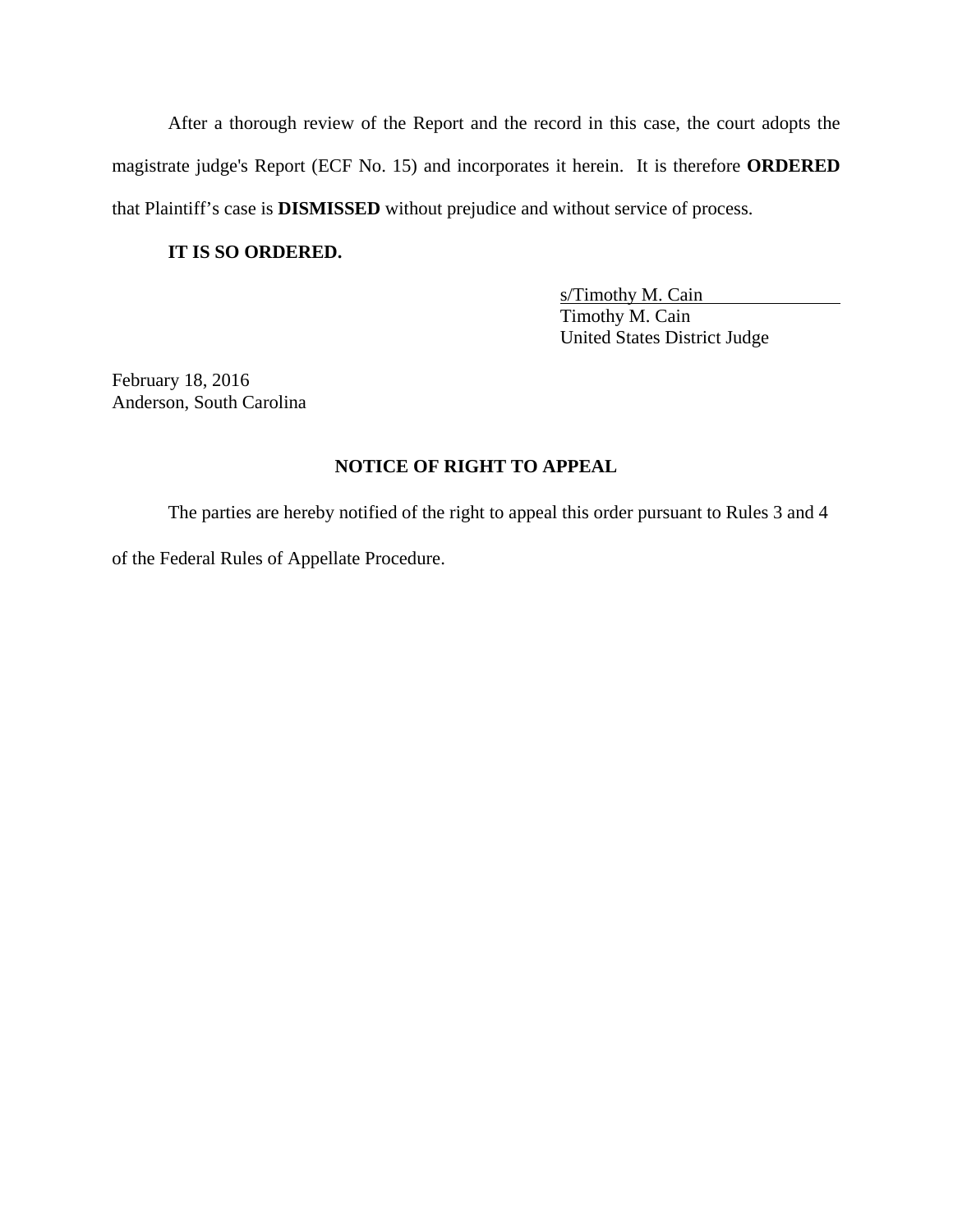After a thorough review of the Report and the record in this case, the court adopts the magistrate judge's Report (ECF No. 15) and incorporates it herein. It is therefore **ORDERED** that Plaintiff's case is **DISMISSED** without prejudice and without service of process.

**IT IS SO ORDERED.**

s/Timothy M. Cain
Timothy M. Cain
United States District Judge

February 18, 2016
Anderson, South Carolina

**NOTICE OF RIGHT TO APPEAL**

The parties are hereby notified of the right to appeal this order pursuant to Rules 3 and 4 of the Federal Rules of Appellate Procedure.